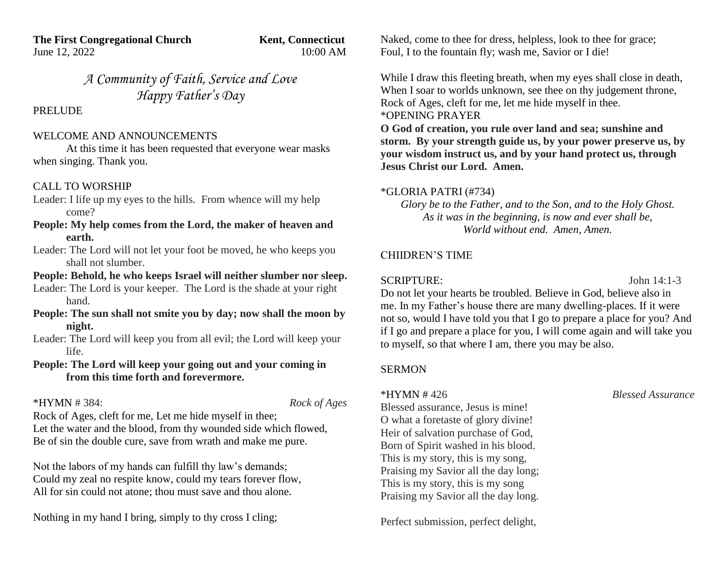**The First Congregational Church** **Kent, Connecticut**
June 12, 2022 10:00 AM

*A Community of Faith, Service and Love*
*Happy Father's Day*

PRELUDE

WELCOME AND ANNOUNCEMENTS

At this time it has been requested that everyone wear masks when singing. Thank you.

CALL TO WORSHIP

Leader: I life up my eyes to the hills. From whence will my help come?

**People: My help comes from the Lord, the maker of heaven and earth.**

Leader: The Lord will not let your foot be moved, he who keeps you shall not slumber.

**People: Behold, he who keeps Israel will neither slumber nor sleep.**

Leader: The Lord is your keeper. The Lord is the shade at your right hand.

**People: The sun shall not smite you by day; now shall the moon by night.**

Leader: The Lord will keep you from all evil; the Lord will keep your life.

**People: The Lord will keep your going out and your coming in from this time forth and forevermore.**

*HYMN # 384: *Rock of Ages*

Rock of Ages, cleft for me, Let me hide myself in thee;
Let the water and the blood, from thy wounded side which flowed,
Be of sin the double cure, save from wrath and make me pure.

Not the labors of my hands can fulfill thy law's demands;
Could my zeal no respite know, could my tears forever flow,
All for sin could not atone; thou must save and thou alone.

Nothing in my hand I bring, simply to thy cross I cling;
Naked, come to thee for dress, helpless, look to thee for grace;
Foul, I to the fountain fly; wash me, Savior or I die!

While I draw this fleeting breath, when my eyes shall close in death,
When I soar to worlds unknown, see thee on thy judgement throne,
Rock of Ages, cleft for me, let me hide myself in thee.

*OPENING PRAYER

**O God of creation, you rule over land and sea; sunshine and storm. By your strength guide us, by your power preserve us, by your wisdom instruct us, and by your hand protect us, through Jesus Christ our Lord. Amen.**

*GLORIA PATRI (#734)

*Glory be to the Father, and to the Son, and to the Holy Ghost.*
*As it was in the beginning, is now and ever shall be,*
*World without end. Amen, Amen.*

CHIIDREN'S TIME

SCRIPTURE: John 14:1-3

Do not let your hearts be troubled. Believe in God, believe also in me. In my Father's house there are many dwelling-places. If it were not so, would I have told you that I go to prepare a place for you? And if I go and prepare a place for you, I will come again and will take you to myself, so that where I am, there you may be also.

SERMON

*HYMN # 426 *Blessed Assurance*

Blessed assurance, Jesus is mine!
O what a foretaste of glory divine!
Heir of salvation purchase of God,
Born of Spirit washed in his blood.
This is my story, this is my song,
Praising my Savior all the day long;
This is my story, this is my song
Praising my Savior all the day long.

Perfect submission, perfect delight,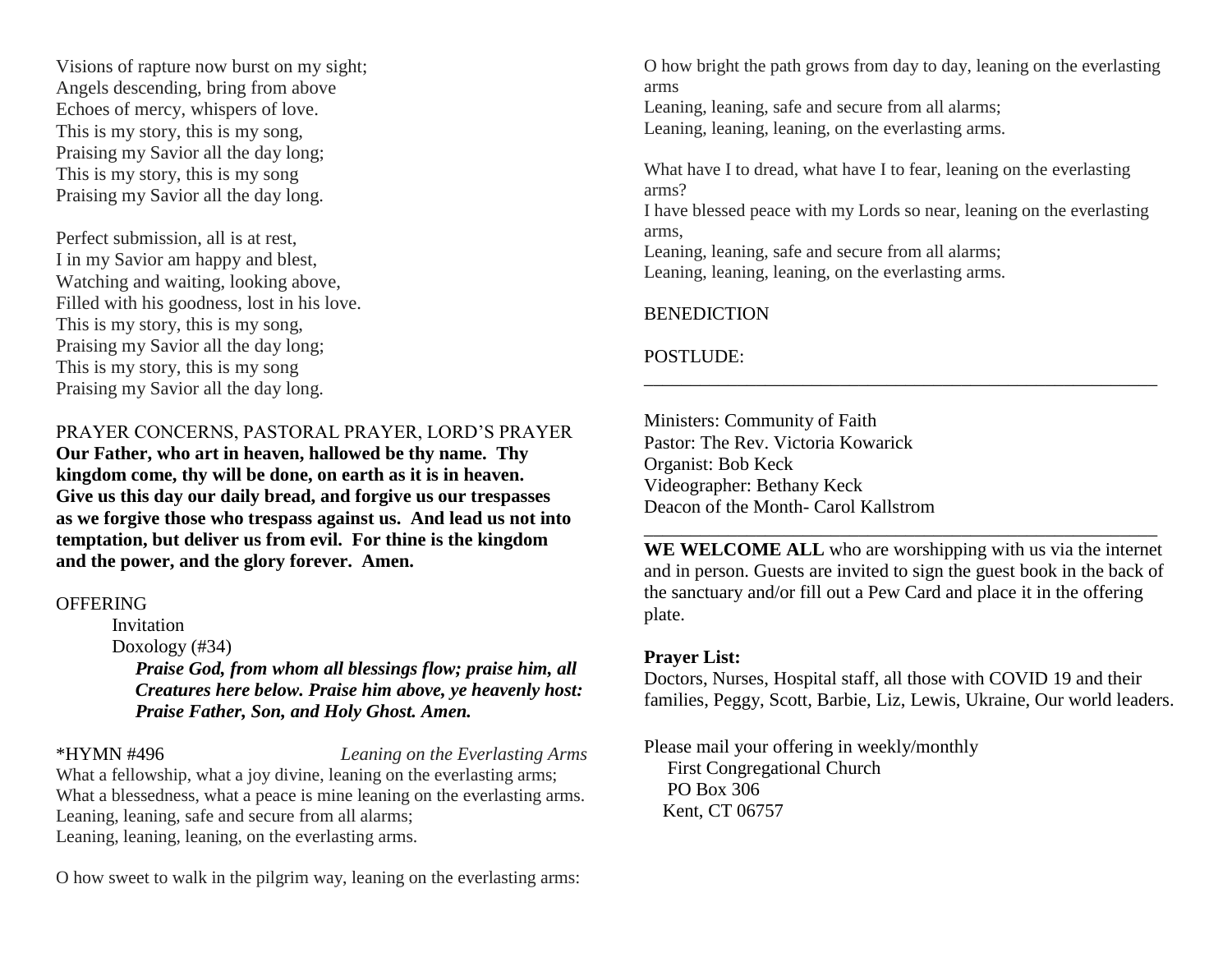Visions of rapture now burst on my sight;
Angels descending, bring from above
Echoes of mercy, whispers of love.
This is my story, this is my song,
Praising my Savior all the day long;
This is my story, this is my song
Praising my Savior all the day long.

Perfect submission, all is at rest,
I in my Savior am happy and blest,
Watching and waiting, looking above,
Filled with his goodness, lost in his love.
This is my story, this is my song,
Praising my Savior all the day long;
This is my story, this is my song
Praising my Savior all the day long.

PRAYER CONCERNS, PASTORAL PRAYER, LORD'S PRAYER
**Our Father, who art in heaven, hallowed be thy name. Thy kingdom come, thy will be done, on earth as it is in heaven. Give us this day our daily bread, and forgive us our trespasses as we forgive those who trespass against us. And lead us not into temptation, but deliver us from evil. For thine is the kingdom and the power, and the glory forever. Amen.**

OFFERING
Invitation
Doxology (#34)
***Praise God, from whom all blessings flow; praise him, all Creatures here below. Praise him above, ye heavenly host: Praise Father, Son, and Holy Ghost. Amen.***

*HYMN #496 *Leaning on the Everlasting Arms*
What a fellowship, what a joy divine, leaning on the everlasting arms;
What a blessedness, what a peace is mine leaning on the everlasting arms.
Leaning, leaning, safe and secure from all alarms;
Leaning, leaning, leaning, on the everlasting arms.

O how sweet to walk in the pilgrim way, leaning on the everlasting arms:
O how bright the path grows from day to day, leaning on the everlasting arms
Leaning, leaning, safe and secure from all alarms;
Leaning, leaning, leaning, on the everlasting arms.

What have I to dread, what have I to fear, leaning on the everlasting arms?
I have blessed peace with my Lords so near, leaning on the everlasting arms,
Leaning, leaning, safe and secure from all alarms;
Leaning, leaning, leaning, on the everlasting arms.

BENEDICTION

POSTLUDE:

---

Ministers: Community of Faith
Pastor: The Rev. Victoria Kowarick
Organist: Bob Keck
Videographer: Bethany Keck
Deacon of the Month- Carol Kallstrom

---

**WE WELCOME ALL** who are worshipping with us via the internet and in person. Guests are invited to sign the guest book in the back of the sanctuary and/or fill out a Pew Card and place it in the offering plate.

**Prayer List:**
Doctors, Nurses, Hospital staff, all those with COVID 19 and their families, Peggy, Scott, Barbie, Liz, Lewis, Ukraine, Our world leaders.

Please mail your offering in weekly/monthly
First Congregational Church
PO Box 306
Kent, CT 06757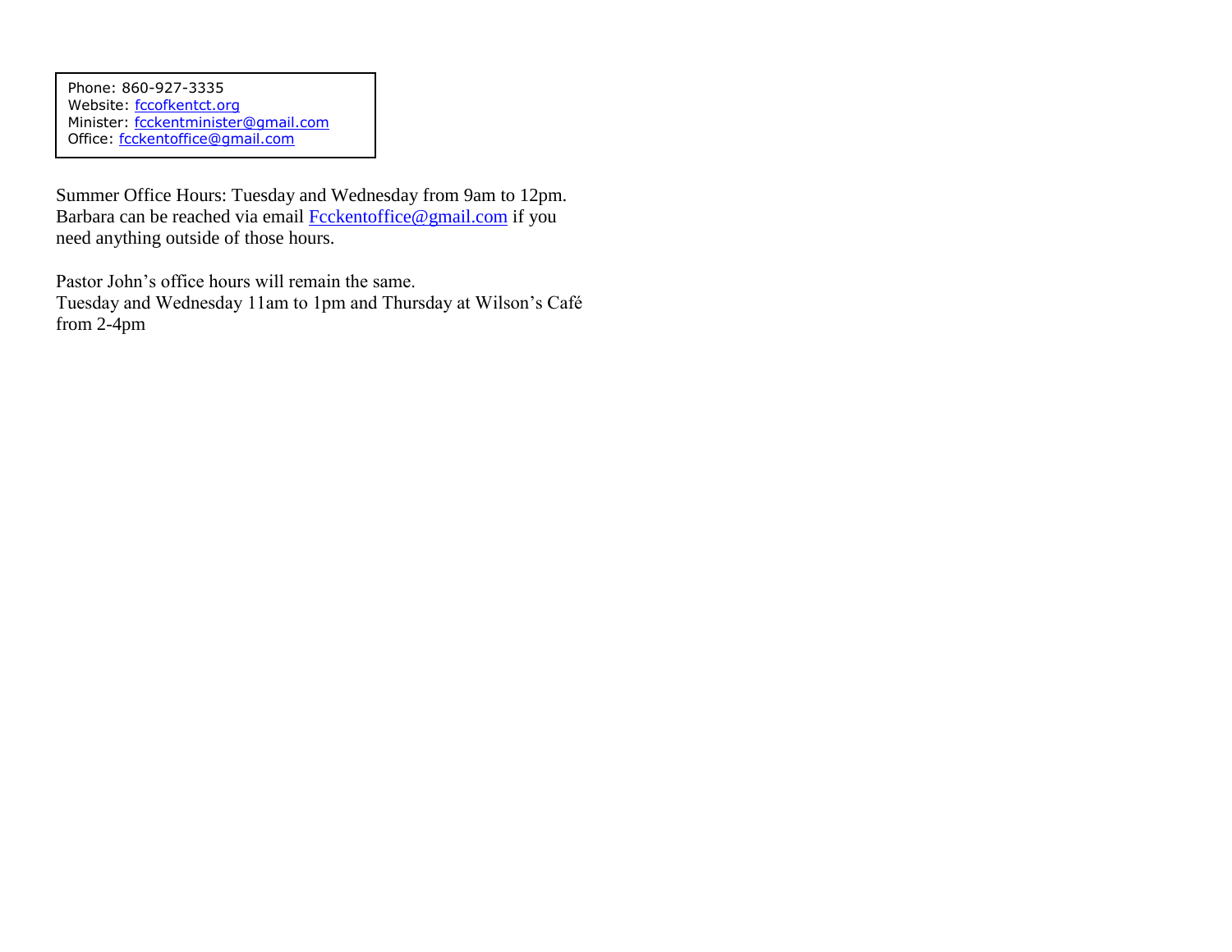Phone: 860-927-3335
Website: fccofkentct.org
Minister: fcckentminister@gmail.com
Office: fcckentoffice@gmail.com

Summer Office Hours: Tuesday and Wednesday from 9am to 12pm. Barbara can be reached via email Fcckentoffice@gmail.com if you need anything outside of those hours.

Pastor John's office hours will remain the same.
Tuesday and Wednesday 11am to 1pm and Thursday at Wilson's Café from 2-4pm